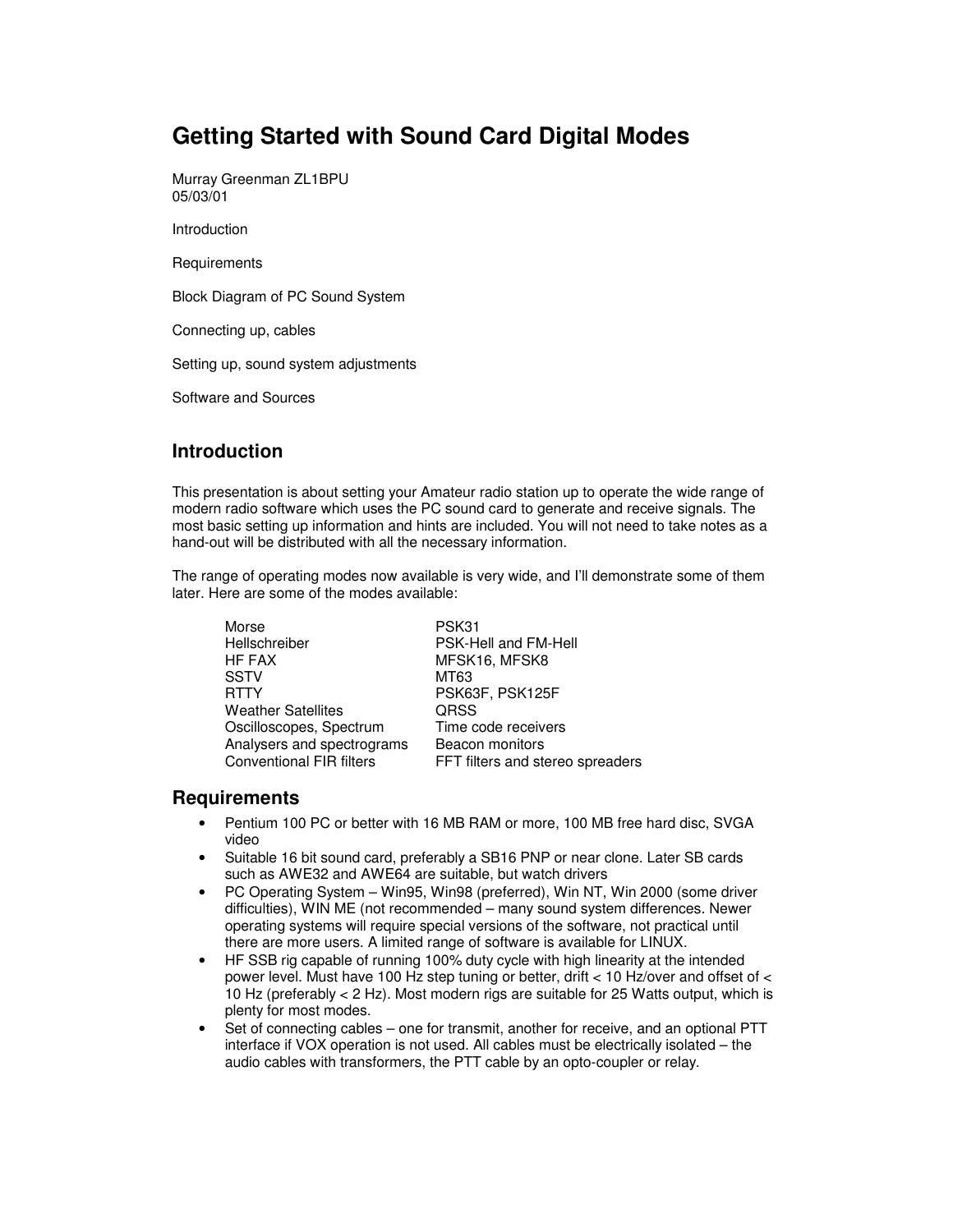# Getting Started with Sound Card Digital Modes

Murray Greenman ZL1BPU
05/03/01

Introduction

Requirements

Block Diagram of PC Sound System

Connecting up, cables

Setting up, sound system adjustments

Software and Sources

## Introduction

This presentation is about setting your Amateur radio station up to operate the wide range of modern radio software which uses the PC sound card to generate and receive signals. The most basic setting up information and hints are included. You will not need to take notes as a hand-out will be distributed with all the necessary information.

The range of operating modes now available is very wide, and I'll demonstrate some of them later. Here are some of the modes available:

| | |
|---|---|
| Morse | PSK31 |
| Hellschreiber | PSK-Hell and FM-Hell |
| HF FAX | MFSK16, MFSK8 |
| SSTV | MT63 |
| RTTY | PSK63F, PSK125F |
| Weather Satellites | QRSS |
| Oscilloscopes, Spectrum | Time code receivers |
| Analysers and spectrograms | Beacon monitors |
| Conventional FIR filters | FFT filters and stereo spreaders |

## Requirements

- Pentium 100 PC or better with 16 MB RAM or more, 100 MB free hard disc, SVGA video
- Suitable 16 bit sound card, preferably a SB16 PNP or near clone. Later SB cards such as AWE32 and AWE64 are suitable, but watch drivers
- PC Operating System – Win95, Win98 (preferred), Win NT, Win 2000 (some driver difficulties), WIN ME (not recommended – many sound system differences. Newer operating systems will require special versions of the software, not practical until there are more users. A limited range of software is available for LINUX.
- HF SSB rig capable of running 100% duty cycle with high linearity at the intended power level. Must have 100 Hz step tuning or better, drift < 10 Hz/over and offset of < 10 Hz (preferably < 2 Hz). Most modern rigs are suitable for 25 Watts output, which is plenty for most modes.
- Set of connecting cables – one for transmit, another for receive, and an optional PTT interface if VOX operation is not used. All cables must be electrically isolated – the audio cables with transformers, the PTT cable by an opto-coupler or relay.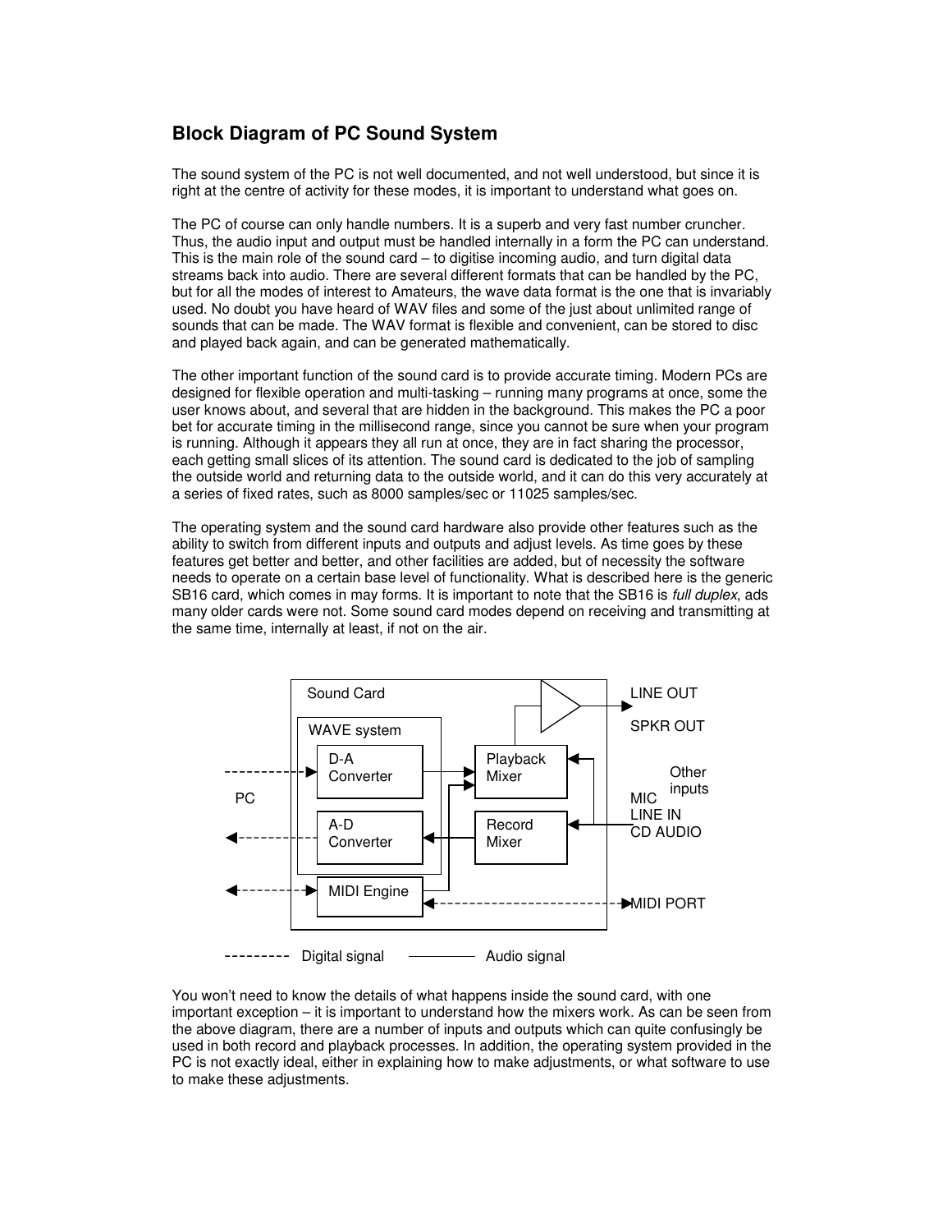## Block Diagram of PC Sound System

The sound system of the PC is not well documented, and not well understood, but since it is right at the centre of activity for these modes, it is important to understand what goes on.

The PC of course can only handle numbers. It is a superb and very fast number cruncher. Thus, the audio input and output must be handled internally in a form the PC can understand. This is the main role of the sound card – to digitise incoming audio, and turn digital data streams back into audio. There are several different formats that can be handled by the PC, but for all the modes of interest to Amateurs, the wave data format is the one that is invariably used. No doubt you have heard of WAV files and some of the just about unlimited range of sounds that can be made. The WAV format is flexible and convenient, can be stored to disc and played back again, and can be generated mathematically.

The other important function of the sound card is to provide accurate timing. Modern PCs are designed for flexible operation and multi-tasking – running many programs at once, some the user knows about, and several that are hidden in the background. This makes the PC a poor bet for accurate timing in the millisecond range, since you cannot be sure when your program is running. Although it appears they all run at once, they are in fact sharing the processor, each getting small slices of its attention. The sound card is dedicated to the job of sampling the outside world and returning data to the outside world, and it can do this very accurately at a series of fixed rates, such as 8000 samples/sec or 11025 samples/sec.

The operating system and the sound card hardware also provide other features such as the ability to switch from different inputs and outputs and adjust levels. As time goes by these features get better and better, and other facilities are added, but of necessity the software needs to operate on a certain base level of functionality. What is described here is the generic SB16 card, which comes in may forms. It is important to note that the SB16 is *full duplex*, ads many older cards were not. Some sound card modes depend on receiving and transmitting at the same time, internally at least, if not on the air.

Sound Card | WAVE system | D-A Converter | A-D Converter | Playback Mixer | Record Mixer | MIDI Engine | PC | LINE OUT | SPKR OUT | Other inputs | MIC | LINE IN | CD AUDIO | MIDI PORT

--------- Digital signal ———— Audio signal

You won't need to know the details of what happens inside the sound card, with one important exception – it is important to understand how the mixers work. As can be seen from the above diagram, there are a number of inputs and outputs which can quite confusingly be used in both record and playback processes. In addition, the operating system provided in the PC is not exactly ideal, either in explaining how to make adjustments, or what software to use to make these adjustments.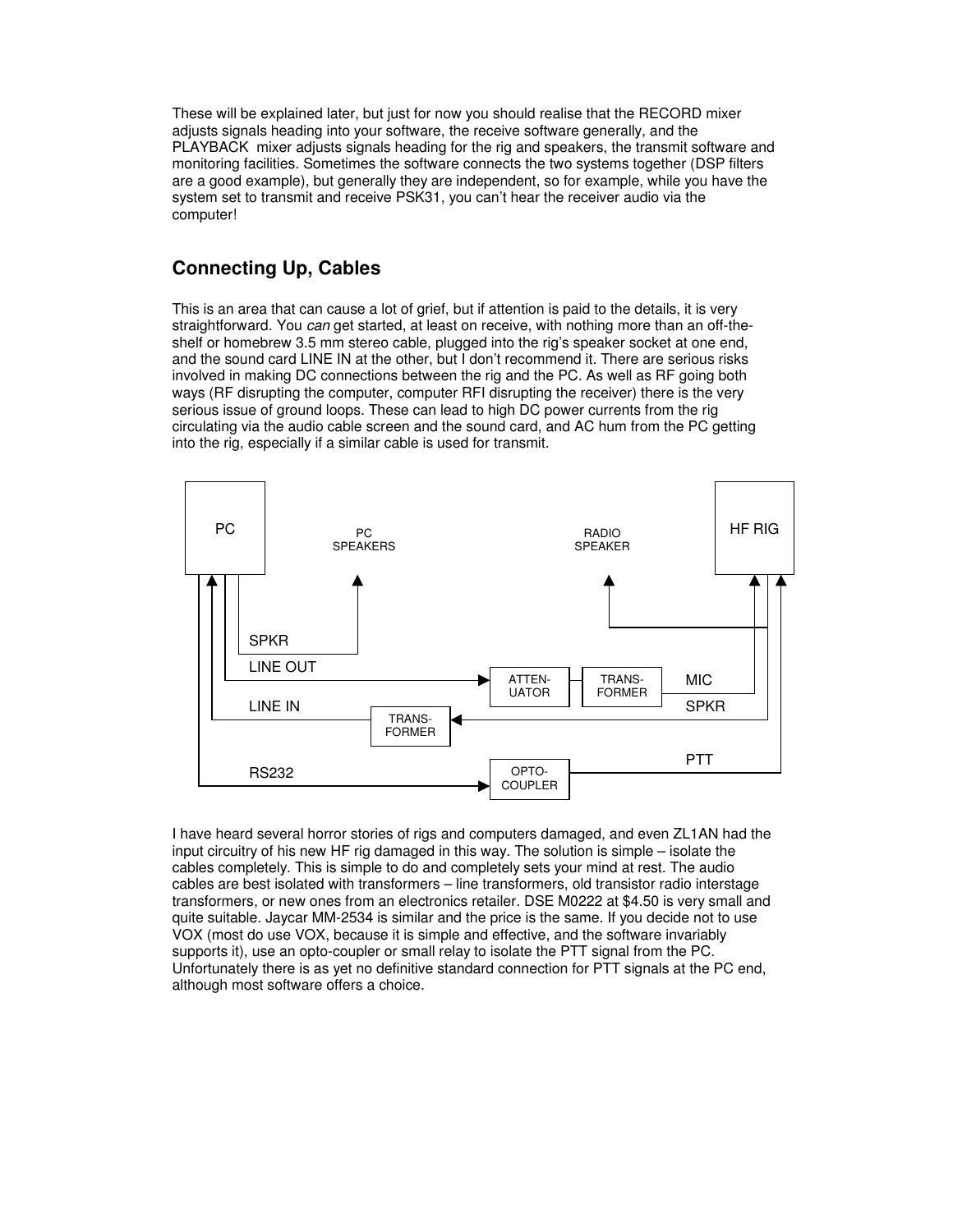These will be explained later, but just for now you should realise that the RECORD mixer adjusts signals heading into your software, the receive software generally, and the PLAYBACK mixer adjusts signals heading for the rig and speakers, the transmit software and monitoring facilities. Sometimes the software connects the two systems together (DSP filters are a good example), but generally they are independent, so for example, while you have the system set to transmit and receive PSK31, you can't hear the receiver audio via the computer!

## Connecting Up, Cables

This is an area that can cause a lot of grief, but if attention is paid to the details, it is very straightforward. You *can* get started, at least on receive, with nothing more than an off-the-shelf or homebrew 3.5 mm stereo cable, plugged into the rig's speaker socket at one end, and the sound card LINE IN at the other, but I don't recommend it. There are serious risks involved in making DC connections between the rig and the PC. As well as RF going both ways (RF disrupting the computer, computer RFI disrupting the receiver) there is the very serious issue of ground loops. These can lead to high DC power currents from the rig circulating via the audio cable screen and the sound card, and AC hum from the PC getting into the rig, especially if a similar cable is used for transmit.

PC — PC SPEAKERS — RADIO SPEAKER — HF RIG

SPKR

LINE OUT — ATTEN-UATOR — TRANS-FORMER — MIC

LINE IN — TRANS-FORMER — SPKR

RS232 — OPTO-COUPLER — PTT

I have heard several horror stories of rigs and computers damaged, and even ZL1AN had the input circuitry of his new HF rig damaged in this way. The solution is simple – isolate the cables completely. This is simple to do and completely sets your mind at rest. The audio cables are best isolated with transformers – line transformers, old transistor radio interstage transformers, or new ones from an electronics retailer. DSE M0222 at $4.50 is very small and quite suitable. Jaycar MM-2534 is similar and the price is the same. If you decide not to use VOX (most do use VOX, because it is simple and effective, and the software invariably supports it), use an opto-coupler or small relay to isolate the PTT signal from the PC. Unfortunately there is as yet no definitive standard connection for PTT signals at the PC end, although most software offers a choice.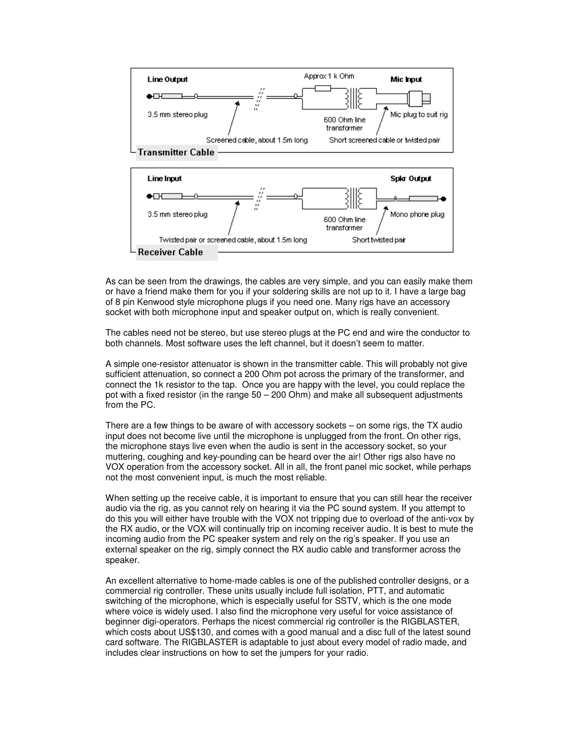Line Output — Approx 1 k Ohm — Mic Input

3.5 mm stereo plug — Screened cable, about 1.5m long — 600 Ohm line transformer — Mic plug to suit rig — Short screened cable or twisted pair

**Transmitter Cable**

Line Input — Spkr Output

3.5 mm stereo plug — Twisted pair or screened cable, about 1.5m long — 600 Ohm line transformer — Mono phone plug — Short twisted pair

**Receiver Cable**

As can be seen from the drawings, the cables are very simple, and you can easily make them or have a friend make them for you if your soldering skills are not up to it. I have a large bag of 8 pin Kenwood style microphone plugs if you need one. Many rigs have an accessory socket with both microphone input and speaker output on, which is really convenient.

The cables need not be stereo, but use stereo plugs at the PC end and wire the conductor to both channels. Most software uses the left channel, but it doesn't seem to matter.

A simple one-resistor attenuator is shown in the transmitter cable. This will probably not give sufficient attenuation, so connect a 200 Ohm pot across the primary of the transformer, and connect the 1k resistor to the tap. Once you are happy with the level, you could replace the pot with a fixed resistor (in the range 50 – 200 Ohm) and make all subsequent adjustments from the PC.

There are a few things to be aware of with accessory sockets – on some rigs, the TX audio input does not become live until the microphone is unplugged from the front. On other rigs, the microphone stays live even when the audio is sent in the accessory socket, so your muttering, coughing and key-pounding can be heard over the air! Other rigs also have no VOX operation from the accessory socket. All in all, the front panel mic socket, while perhaps not the most convenient input, is much the most reliable.

When setting up the receive cable, it is important to ensure that you can still hear the receiver audio via the rig, as you cannot rely on hearing it via the PC sound system. If you attempt to do this you will either have trouble with the VOX not tripping due to overload of the anti-vox by the RX audio, or the VOX will continually trip on incoming receiver audio. It is best to mute the incoming audio from the PC speaker system and rely on the rig's speaker. If you use an external speaker on the rig, simply connect the RX audio cable and transformer across the speaker.

An excellent alternative to home-made cables is one of the published controller designs, or a commercial rig controller. These units usually include full isolation, PTT, and automatic switching of the microphone, which is especially useful for SSTV, which is the one mode where voice is widely used. I also find the microphone very useful for voice assistance of beginner digi-operators. Perhaps the nicest commercial rig controller is the RIGBLASTER, which costs about US$130, and comes with a good manual and a disc full of the latest sound card software. The RIGBLASTER is adaptable to just about every model of radio made, and includes clear instructions on how to set the jumpers for your radio.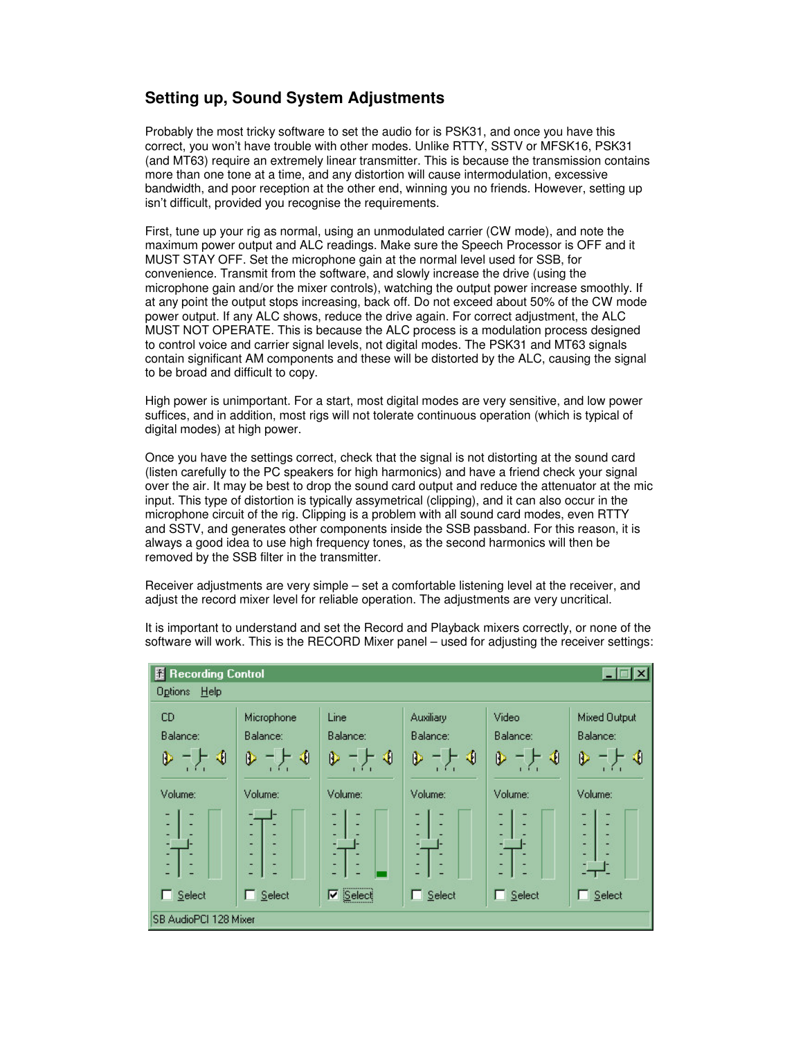## Setting up, Sound System Adjustments

Probably the most tricky software to set the audio for is PSK31, and once you have this correct, you won't have trouble with other modes. Unlike RTTY, SSTV or MFSK16, PSK31 (and MT63) require an extremely linear transmitter. This is because the transmission contains more than one tone at a time, and any distortion will cause intermodulation, excessive bandwidth, and poor reception at the other end, winning you no friends. However, setting up isn't difficult, provided you recognise the requirements.

First, tune up your rig as normal, using an unmodulated carrier (CW mode), and note the maximum power output and ALC readings. Make sure the Speech Processor is OFF and it MUST STAY OFF. Set the microphone gain at the normal level used for SSB, for convenience. Transmit from the software, and slowly increase the drive (using the microphone gain and/or the mixer controls), watching the output power increase smoothly. If at any point the output stops increasing, back off. Do not exceed about 50% of the CW mode power output. If any ALC shows, reduce the drive again. For correct adjustment, the ALC MUST NOT OPERATE. This is because the ALC process is a modulation process designed to control voice and carrier signal levels, not digital modes. The PSK31 and MT63 signals contain significant AM components and these will be distorted by the ALC, causing the signal to be broad and difficult to copy.

High power is unimportant. For a start, most digital modes are very sensitive, and low power suffices, and in addition, most rigs will not tolerate continuous operation (which is typical of digital modes) at high power.

Once you have the settings correct, check that the signal is not distorting at the sound card (listen carefully to the PC speakers for high harmonics) and have a friend check your signal over the air. It may be best to drop the sound card output and reduce the attenuator at the mic input. This type of distortion is typically assymetrical (clipping), and it can also occur in the microphone circuit of the rig. Clipping is a problem with all sound card modes, even RTTY and SSTV, and generates other components inside the SSB passband. For this reason, it is always a good idea to use high frequency tones, as the second harmonics will then be removed by the SSB filter in the transmitter.

Receiver adjustments are very simple – set a comfortable listening level at the receiver, and adjust the record mixer level for reliable operation. The adjustments are very uncritical.

It is important to understand and set the Record and Playback mixers correctly, or none of the software will work. This is the RECORD Mixer panel – used for adjusting the receiver settings: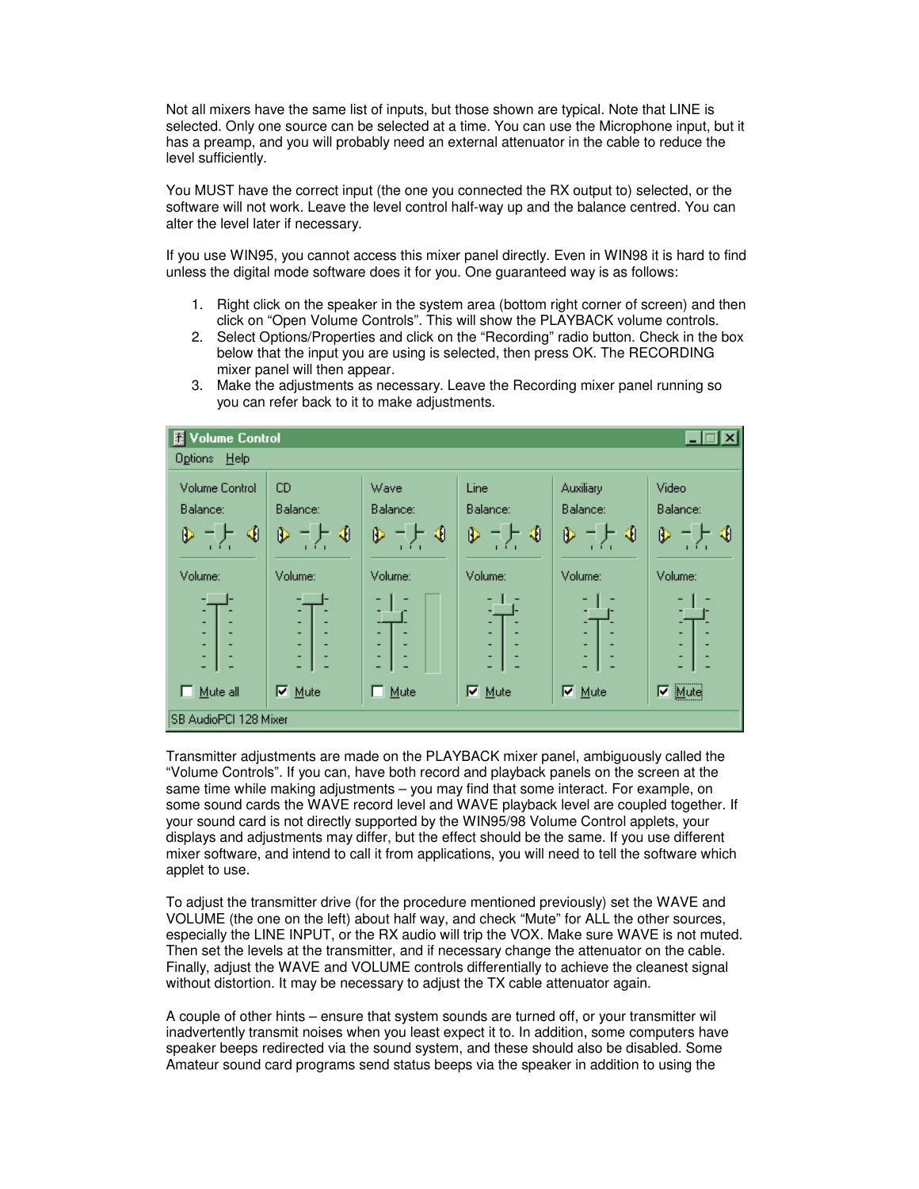Not all mixers have the same list of inputs, but those shown are typical. Note that LINE is selected. Only one source can be selected at a time. You can use the Microphone input, but it has a preamp, and you will probably need an external attenuator in the cable to reduce the level sufficiently.

You MUST have the correct input (the one you connected the RX output to) selected, or the software will not work. Leave the level control half-way up and the balance centred. You can alter the level later if necessary.

If you use WIN95, you cannot access this mixer panel directly. Even in WIN98 it is hard to find unless the digital mode software does it for you. One guaranteed way is as follows:

1. Right click on the speaker in the system area (bottom right corner of screen) and then click on "Open Volume Controls". This will show the PLAYBACK volume controls.
2. Select Options/Properties and click on the "Recording" radio button. Check in the box below that the input you are using is selected, then press OK. The RECORDING mixer panel will then appear.
3. Make the adjustments as necessary. Leave the Recording mixer panel running so you can refer back to it to make adjustments.

Transmitter adjustments are made on the PLAYBACK mixer panel, ambiguously called the "Volume Controls". If you can, have both record and playback panels on the screen at the same time while making adjustments – you may find that some interact. For example, on some sound cards the WAVE record level and WAVE playback level are coupled together. If your sound card is not directly supported by the WIN95/98 Volume Control applets, your displays and adjustments may differ, but the effect should be the same. If you use different mixer software, and intend to call it from applications, you will need to tell the software which applet to use.

To adjust the transmitter drive (for the procedure mentioned previously) set the WAVE and VOLUME (the one on the left) about half way, and check "Mute" for ALL the other sources, especially the LINE INPUT, or the RX audio will trip the VOX. Make sure WAVE is not muted. Then set the levels at the transmitter, and if necessary change the attenuator on the cable. Finally, adjust the WAVE and VOLUME controls differentially to achieve the cleanest signal without distortion. It may be necessary to adjust the TX cable attenuator again.

A couple of other hints – ensure that system sounds are turned off, or your transmitter wil inadvertently transmit noises when you least expect it to. In addition, some computers have speaker beeps redirected via the sound system, and these should also be disabled. Some Amateur sound card programs send status beeps via the speaker in addition to using the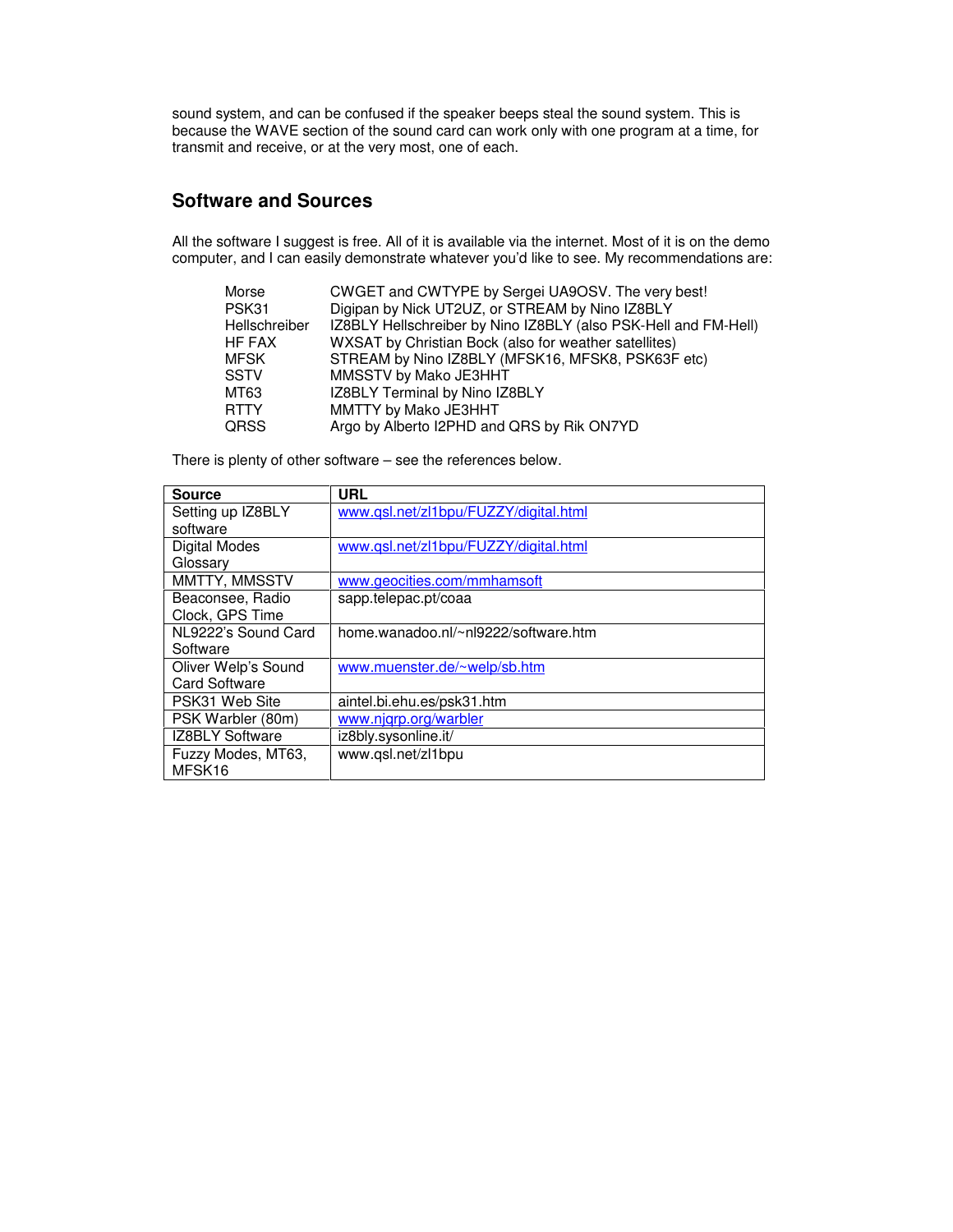sound system, and can be confused if the speaker beeps steal the sound system. This is because the WAVE section of the sound card can work only with one program at a time, for transmit and receive, or at the very most, one of each.

## Software and Sources

All the software I suggest is free. All of it is available via the internet. Most of it is on the demo computer, and I can easily demonstrate whatever you'd like to see. My recommendations are:

| | |
|---|---|
| Morse | CWGET and CWTYPE by Sergei UA9OSV. The very best! |
| PSK31 | Digipan by Nick UT2UZ, or STREAM by Nino IZ8BLY |
| Hellschreiber | IZ8BLY Hellschreiber by Nino IZ8BLY (also PSK-Hell and FM-Hell) |
| HF FAX | WXSAT by Christian Bock (also for weather satellites) |
| MFSK | STREAM by Nino IZ8BLY (MFSK16, MFSK8, PSK63F etc) |
| SSTV | MMSSTV by Mako JE3HHT |
| MT63 | IZ8BLY Terminal by Nino IZ8BLY |
| RTTY | MMTTY by Mako JE3HHT |
| QRSS | Argo by Alberto I2PHD and QRS by Rik ON7YD |

There is plenty of other software – see the references below.

| Source | URL |
|---|---|
| Setting up IZ8BLY software | www.qsl.net/zl1bpu/FUZZY/digital.html |
| Digital Modes Glossary | www.qsl.net/zl1bpu/FUZZY/digital.html |
| MMTTY, MMSSTV | www.geocities.com/mmhamsoft |
| Beaconsee, Radio Clock, GPS Time | sapp.telepac.pt/coaa |
| NL9222's Sound Card Software | home.wanadoo.nl/~nl9222/software.htm |
| Oliver Welp's Sound Card Software | www.muenster.de/~welp/sb.htm |
| PSK31 Web Site | aintel.bi.ehu.es/psk31.htm |
| PSK Warbler (80m) | www.njqrp.org/warbler |
| IZ8BLY Software | iz8bly.sysonline.it/ |
| Fuzzy Modes, MT63, MFSK16 | www.qsl.net/zl1bpu |